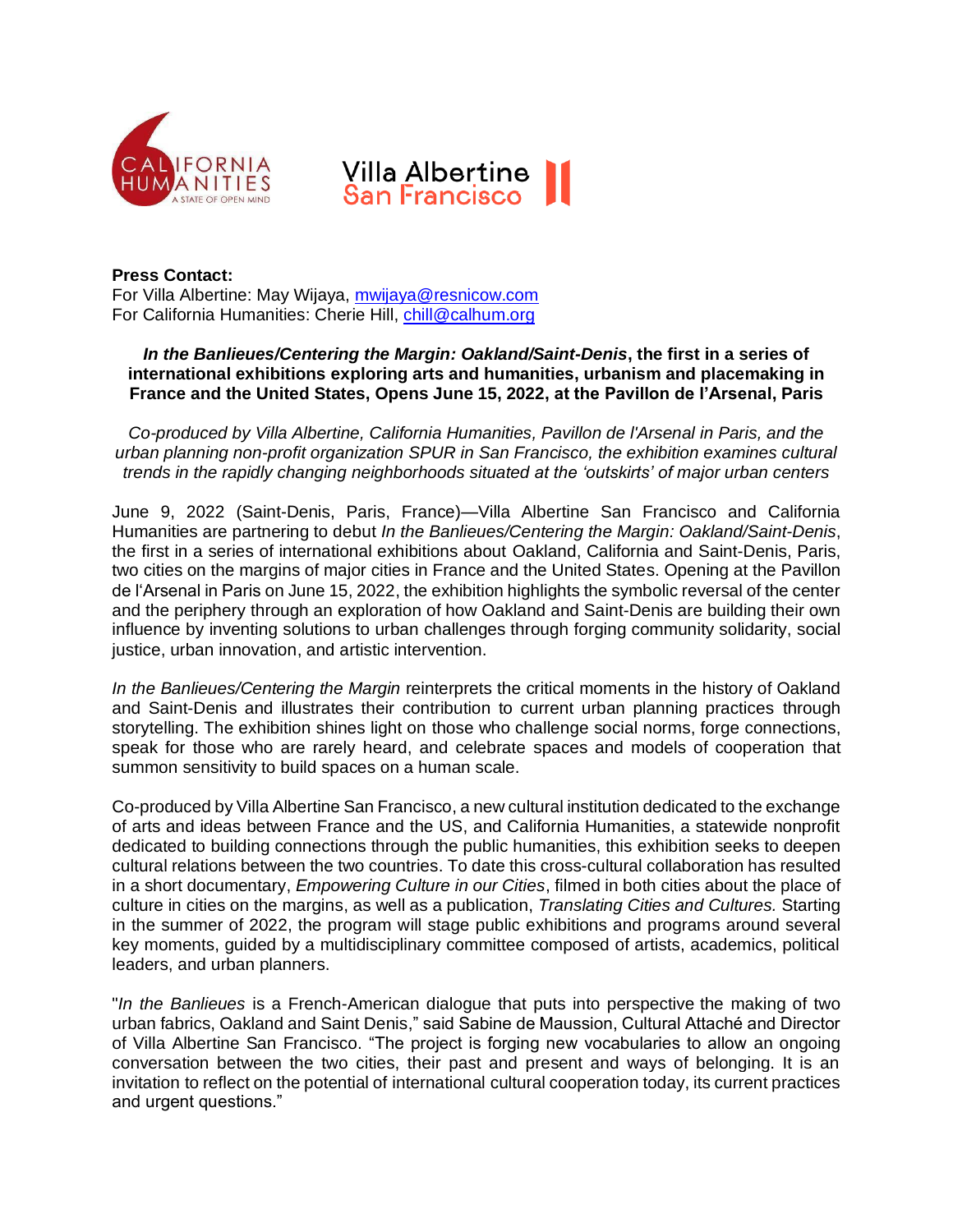**Press Contact:**
For Villa Albertine: May Wijaya, mwijaya@resnicow.com
For California Humanities: Cherie Hill, chill@calhum.org

**_In the Banlieues/Centering the Margin: Oakland/Saint-Denis_, the first in a series of international exhibitions exploring arts and humanities, urbanism and placemaking in France and the United States, Opens June 15, 2022, at the Pavillon de l'Arsenal, Paris**

*Co-produced by Villa Albertine, California Humanities, Pavillon de l'Arsenal in Paris, and the urban planning non-profit organization SPUR in San Francisco, the exhibition examines cultural trends in the rapidly changing neighborhoods situated at the 'outskirts' of major urban centers*

June 9, 2022 (Saint-Denis, Paris, France)—Villa Albertine San Francisco and California Humanities are partnering to debut *In the Banlieues/Centering the Margin: Oakland/Saint-Denis*, the first in a series of international exhibitions about Oakland, California and Saint-Denis, Paris, two cities on the margins of major cities in France and the United States. Opening at the Pavillon de l'Arsenal in Paris on June 15, 2022, the exhibition highlights the symbolic reversal of the center and the periphery through an exploration of how Oakland and Saint-Denis are building their own influence by inventing solutions to urban challenges through forging community solidarity, social justice, urban innovation, and artistic intervention.

*In the Banlieues/Centering the Margin* reinterprets the critical moments in the history of Oakland and Saint-Denis and illustrates their contribution to current urban planning practices through storytelling. The exhibition shines light on those who challenge social norms, forge connections, speak for those who are rarely heard, and celebrate spaces and models of cooperation that summon sensitivity to build spaces on a human scale.

Co-produced by Villa Albertine San Francisco, a new cultural institution dedicated to the exchange of arts and ideas between France and the US, and California Humanities, a statewide nonprofit dedicated to building connections through the public humanities, this exhibition seeks to deepen cultural relations between the two countries. To date this cross-cultural collaboration has resulted in a short documentary, *Empowering Culture in our Cities*, filmed in both cities about the place of culture in cities on the margins, as well as a publication, *Translating Cities and Cultures.* Starting in the summer of 2022, the program will stage public exhibitions and programs around several key moments, guided by a multidisciplinary committee composed of artists, academics, political leaders, and urban planners.

"*In the Banlieues* is a French-American dialogue that puts into perspective the making of two urban fabrics, Oakland and Saint Denis," said Sabine de Maussion, Cultural Attaché and Director of Villa Albertine San Francisco. "The project is forging new vocabularies to allow an ongoing conversation between the two cities, their past and present and ways of belonging. It is an invitation to reflect on the potential of international cultural cooperation today, its current practices and urgent questions."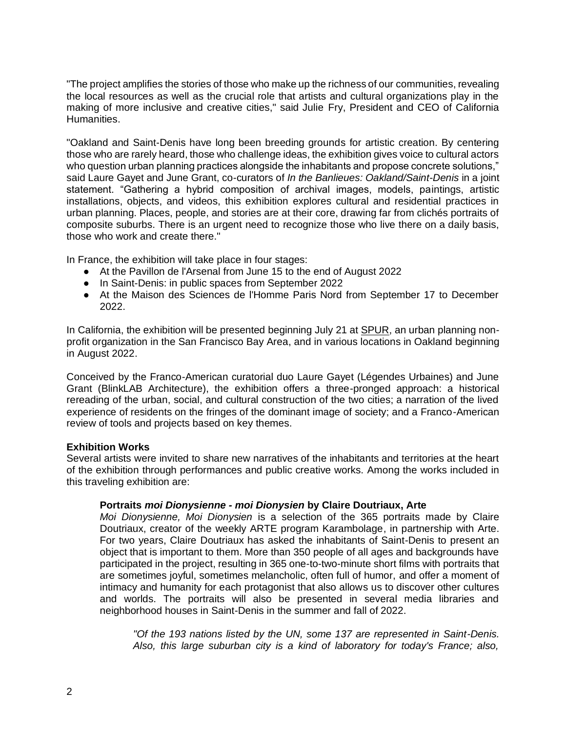"The project amplifies the stories of those who make up the richness of our communities, revealing the local resources as well as the crucial role that artists and cultural organizations play in the making of more inclusive and creative cities," said Julie Fry, President and CEO of California Humanities.

"Oakland and Saint-Denis have long been breeding grounds for artistic creation. By centering those who are rarely heard, those who challenge ideas, the exhibition gives voice to cultural actors who question urban planning practices alongside the inhabitants and propose concrete solutions," said Laure Gayet and June Grant, co-curators of *In the Banlieues: Oakland/Saint-Denis* in a joint statement. "Gathering a hybrid composition of archival images, models, paintings, artistic installations, objects, and videos, this exhibition explores cultural and residential practices in urban planning. Places, people, and stories are at their core, drawing far from clichés portraits of composite suburbs. There is an urgent need to recognize those who live there on a daily basis, those who work and create there."

In France, the exhibition will take place in four stages:

- At the Pavillon de l'Arsenal from June 15 to the end of August 2022
- In Saint-Denis: in public spaces from September 2022
- At the Maison des Sciences de l'Homme Paris Nord from September 17 to December 2022.

In California, the exhibition will be presented beginning July 21 at SPUR, an urban planning non-profit organization in the San Francisco Bay Area, and in various locations in Oakland beginning in August 2022.

Conceived by the Franco-American curatorial duo Laure Gayet (Légendes Urbaines) and June Grant (BlinkLAB Architecture), the exhibition offers a three-pronged approach: a historical rereading of the urban, social, and cultural construction of the two cities; a narration of the lived experience of residents on the fringes of the dominant image of society; and a Franco-American review of tools and projects based on key themes.

**Exhibition Works**

Several artists were invited to share new narratives of the inhabitants and territories at the heart of the exhibition through performances and public creative works. Among the works included in this traveling exhibition are:

> **Portraits *moi Dionysienne - moi Dionysien* by Claire Doutriaux, Arte**
>
> *Moi Dionysienne, Moi Dionysien* is a selection of the 365 portraits made by Claire Doutriaux, creator of the weekly ARTE program Karambolage, in partnership with Arte. For two years, Claire Doutriaux has asked the inhabitants of Saint-Denis to present an object that is important to them. More than 350 people of all ages and backgrounds have participated in the project, resulting in 365 one-to-two-minute short films with portraits that are sometimes joyful, sometimes melancholic, often full of humor, and offer a moment of intimacy and humanity for each protagonist that also allows us to discover other cultures and worlds. The portraits will also be presented in several media libraries and neighborhood houses in Saint-Denis in the summer and fall of 2022.
>
> > *"Of the 193 nations listed by the UN, some 137 are represented in Saint-Denis. Also, this large suburban city is a kind of laboratory for today's France; also,*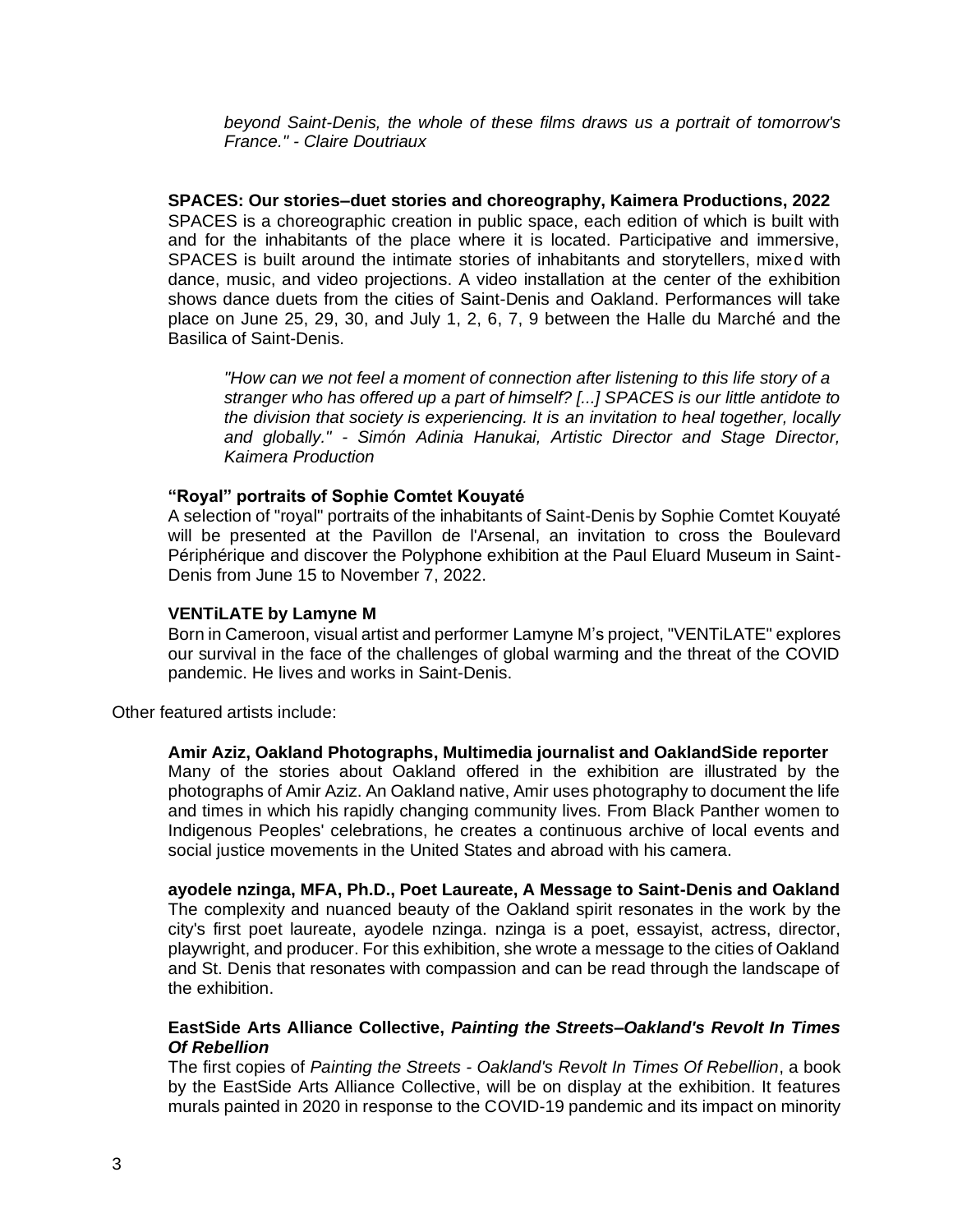*beyond Saint-Denis, the whole of these films draws us a portrait of tomorrow's France." - Claire Doutriaux*

**SPACES: Our stories–duet stories and choreography, Kaimera Productions, 2022**
SPACES is a choreographic creation in public space, each edition of which is built with and for the inhabitants of the place where it is located. Participative and immersive, SPACES is built around the intimate stories of inhabitants and storytellers, mixed with dance, music, and video projections. A video installation at the center of the exhibition shows dance duets from the cities of Saint-Denis and Oakland. Performances will take place on June 25, 29, 30, and July 1, 2, 6, 7, 9 between the Halle du Marché and the Basilica of Saint-Denis.

*"How can we not feel a moment of connection after listening to this life story of a stranger who has offered up a part of himself? [...] SPACES is our little antidote to the division that society is experiencing. It is an invitation to heal together, locally and globally." - Simón Adinia Hanukai, Artistic Director and Stage Director, Kaimera Production*

**"Royal" portraits of Sophie Comtet Kouyaté**
A selection of "royal" portraits of the inhabitants of Saint-Denis by Sophie Comtet Kouyaté will be presented at the Pavillon de l'Arsenal, an invitation to cross the Boulevard Périphérique and discover the Polyphone exhibition at the Paul Eluard Museum in Saint-Denis from June 15 to November 7, 2022.

**VENTiLATE by Lamyne M**
Born in Cameroon, visual artist and performer Lamyne M's project, "VENTiLATE" explores our survival in the face of the challenges of global warming and the threat of the COVID pandemic. He lives and works in Saint-Denis.

Other featured artists include:

**Amir Aziz, Oakland Photographs, Multimedia journalist and OaklandSide reporter**
Many of the stories about Oakland offered in the exhibition are illustrated by the photographs of Amir Aziz. An Oakland native, Amir uses photography to document the life and times in which his rapidly changing community lives. From Black Panther women to Indigenous Peoples' celebrations, he creates a continuous archive of local events and social justice movements in the United States and abroad with his camera.

**ayodele nzinga, MFA, Ph.D., Poet Laureate, A Message to Saint-Denis and Oakland**
The complexity and nuanced beauty of the Oakland spirit resonates in the work by the city's first poet laureate, ayodele nzinga. nzinga is a poet, essayist, actress, director, playwright, and producer. For this exhibition, she wrote a message to the cities of Oakland and St. Denis that resonates with compassion and can be read through the landscape of the exhibition.

**EastSide Arts Alliance Collective, *Painting the Streets–Oakland's Revolt In Times Of Rebellion***
The first copies of *Painting the Streets - Oakland's Revolt In Times Of Rebellion*, a book by the EastSide Arts Alliance Collective, will be on display at the exhibition. It features murals painted in 2020 in response to the COVID-19 pandemic and its impact on minority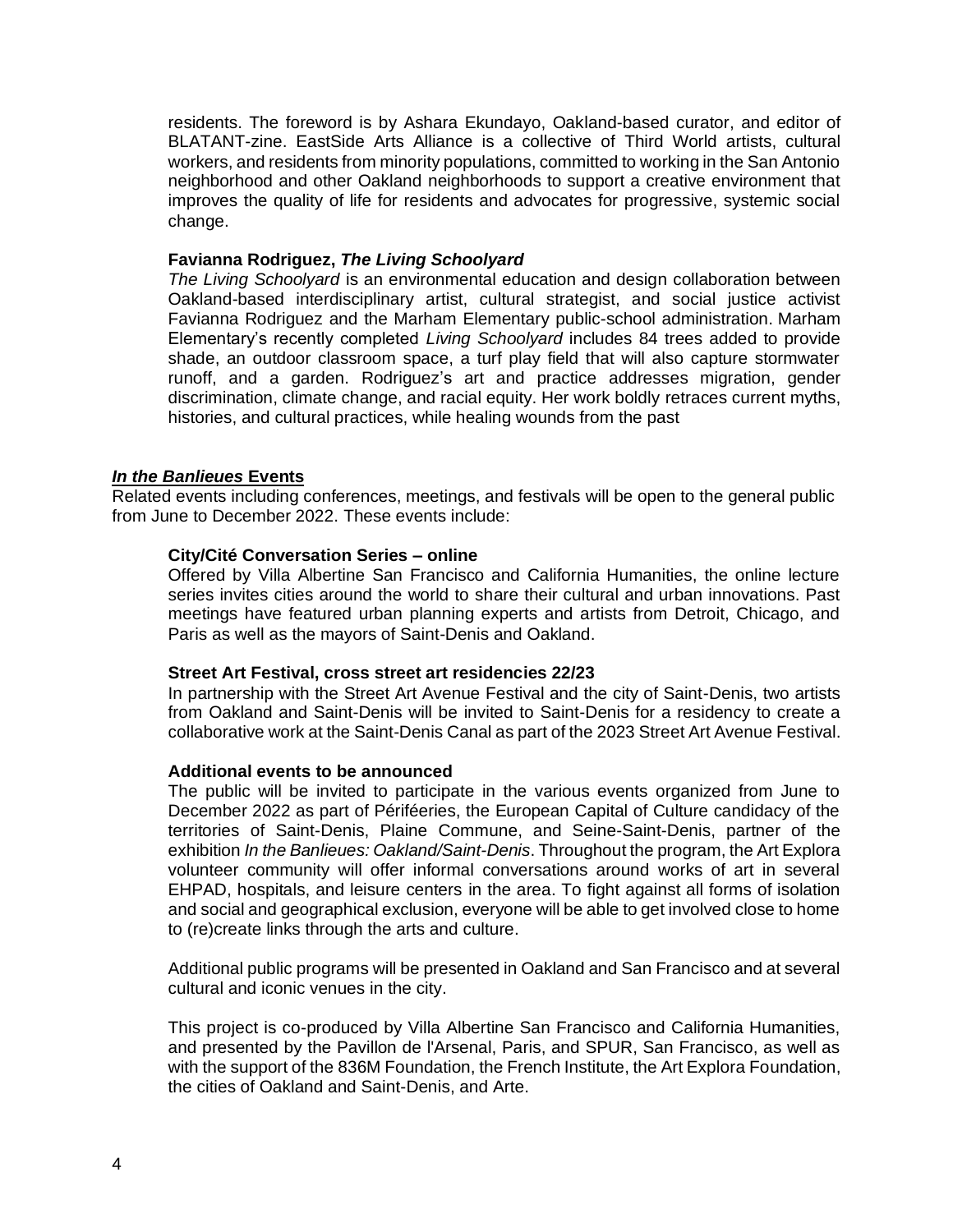residents. The foreword is by Ashara Ekundayo, Oakland-based curator, and editor of BLATANT-zine. EastSide Arts Alliance is a collective of Third World artists, cultural workers, and residents from minority populations, committed to working in the San Antonio neighborhood and other Oakland neighborhoods to support a creative environment that improves the quality of life for residents and advocates for progressive, systemic social change.

**Favianna Rodriguez, *The Living Schoolyard***

*The Living Schoolyard* is an environmental education and design collaboration between Oakland-based interdisciplinary artist, cultural strategist, and social justice activist Favianna Rodriguez and the Marham Elementary public-school administration. Marham Elementary's recently completed *Living Schoolyard* includes 84 trees added to provide shade, an outdoor classroom space, a turf play field that will also capture stormwater runoff, and a garden. Rodriguez's art and practice addresses migration, gender discrimination, climate change, and racial equity. Her work boldly retraces current myths, histories, and cultural practices, while healing wounds from the past

## ***In the Banlieues* Events**

Related events including conferences, meetings, and festivals will be open to the general public from June to December 2022. These events include:

**City/Cité Conversation Series – online**

Offered by Villa Albertine San Francisco and California Humanities, the online lecture series invites cities around the world to share their cultural and urban innovations. Past meetings have featured urban planning experts and artists from Detroit, Chicago, and Paris as well as the mayors of Saint-Denis and Oakland.

**Street Art Festival, cross street art residencies 22/23**

In partnership with the Street Art Avenue Festival and the city of Saint-Denis, two artists from Oakland and Saint-Denis will be invited to Saint-Denis for a residency to create a collaborative work at the Saint-Denis Canal as part of the 2023 Street Art Avenue Festival.

**Additional events to be announced**

The public will be invited to participate in the various events organized from June to December 2022 as part of Périféeries, the European Capital of Culture candidacy of the territories of Saint-Denis, Plaine Commune, and Seine-Saint-Denis, partner of the exhibition *In the Banlieues: Oakland/Saint-Denis*. Throughout the program, the Art Explora volunteer community will offer informal conversations around works of art in several EHPAD, hospitals, and leisure centers in the area. To fight against all forms of isolation and social and geographical exclusion, everyone will be able to get involved close to home to (re)create links through the arts and culture.

Additional public programs will be presented in Oakland and San Francisco and at several cultural and iconic venues in the city.

This project is co-produced by Villa Albertine San Francisco and California Humanities, and presented by the Pavillon de l'Arsenal, Paris, and SPUR, San Francisco, as well as with the support of the 836M Foundation, the French Institute, the Art Explora Foundation, the cities of Oakland and Saint-Denis, and Arte.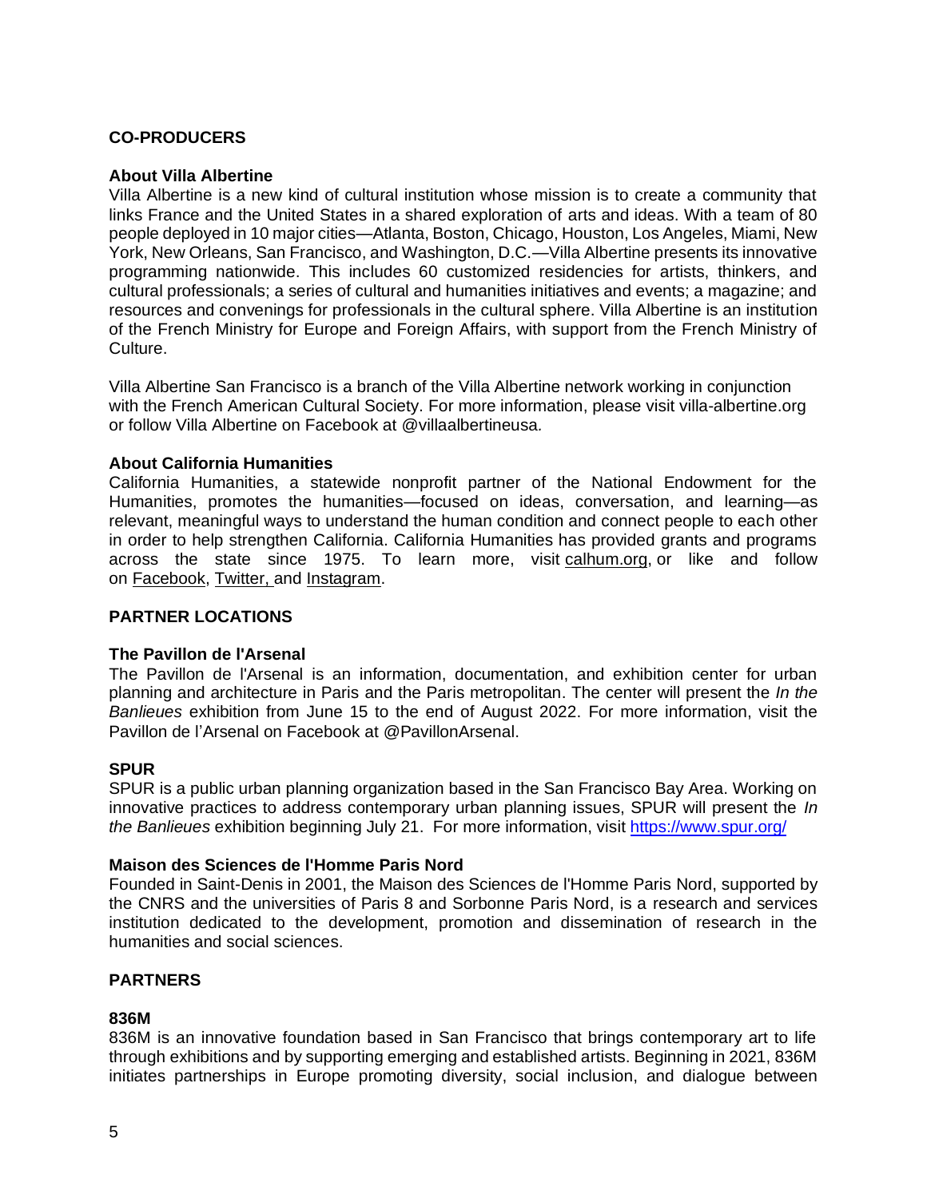## CO-PRODUCERS

### About Villa Albertine

Villa Albertine is a new kind of cultural institution whose mission is to create a community that links France and the United States in a shared exploration of arts and ideas. With a team of 80 people deployed in 10 major cities—Atlanta, Boston, Chicago, Houston, Los Angeles, Miami, New York, New Orleans, San Francisco, and Washington, D.C.—Villa Albertine presents its innovative programming nationwide. This includes 60 customized residencies for artists, thinkers, and cultural professionals; a series of cultural and humanities initiatives and events; a magazine; and resources and convenings for professionals in the cultural sphere. Villa Albertine is an institution of the French Ministry for Europe and Foreign Affairs, with support from the French Ministry of Culture.

Villa Albertine San Francisco is a branch of the Villa Albertine network working in conjunction with the French American Cultural Society. For more information, please visit villa-albertine.org or follow Villa Albertine on Facebook at @villaalbertineusa.

### About California Humanities

California Humanities, a statewide nonprofit partner of the National Endowment for the Humanities, promotes the humanities—focused on ideas, conversation, and learning—as relevant, meaningful ways to understand the human condition and connect people to each other in order to help strengthen California. California Humanities has provided grants and programs across the state since 1975. To learn more, visit calhum.org, or like and follow on Facebook, Twitter, and Instagram.

## PARTNER LOCATIONS

### The Pavillon de l'Arsenal

The Pavillon de l'Arsenal is an information, documentation, and exhibition center for urban planning and architecture in Paris and the Paris metropolitan. The center will present the *In the Banlieues* exhibition from June 15 to the end of August 2022. For more information, visit the Pavillon de l'Arsenal on Facebook at @PavillonArsenal.

### SPUR

SPUR is a public urban planning organization based in the San Francisco Bay Area. Working on innovative practices to address contemporary urban planning issues, SPUR will present the *In the Banlieues* exhibition beginning July 21. For more information, visit https://www.spur.org/

### Maison des Sciences de l'Homme Paris Nord

Founded in Saint-Denis in 2001, the Maison des Sciences de l'Homme Paris Nord, supported by the CNRS and the universities of Paris 8 and Sorbonne Paris Nord, is a research and services institution dedicated to the development, promotion and dissemination of research in the humanities and social sciences.

## PARTNERS

### 836M

836M is an innovative foundation based in San Francisco that brings contemporary art to life through exhibitions and by supporting emerging and established artists. Beginning in 2021, 836M initiates partnerships in Europe promoting diversity, social inclusion, and dialogue between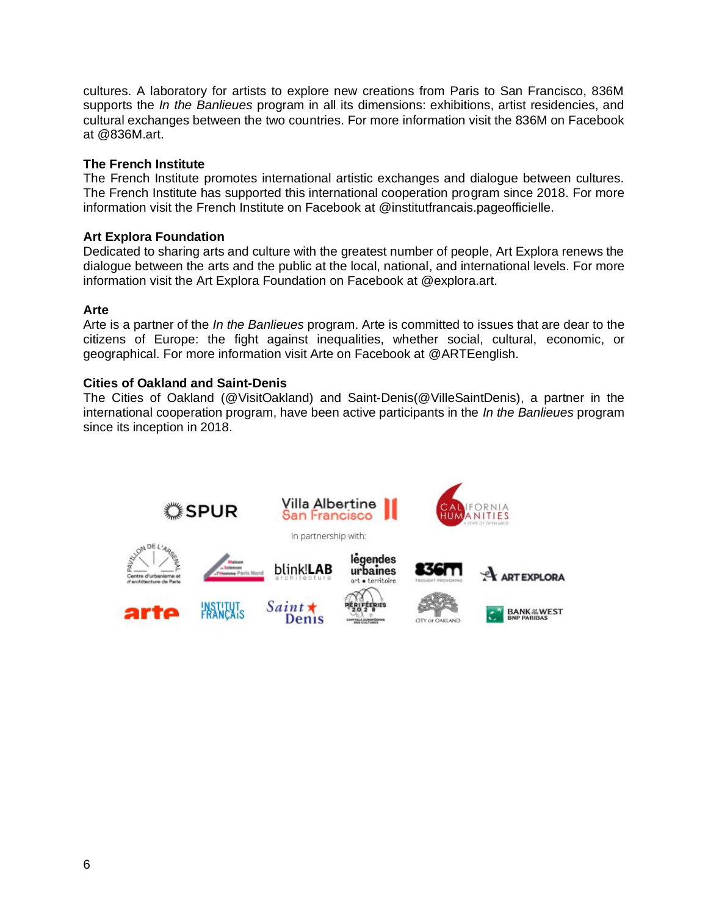cultures. A laboratory for artists to explore new creations from Paris to San Francisco, 836M supports the *In the Banlieues* program in all its dimensions: exhibitions, artist residencies, and cultural exchanges between the two countries. For more information visit the 836M on Facebook at @836M.art.

**The French Institute**
The French Institute promotes international artistic exchanges and dialogue between cultures. The French Institute has supported this international cooperation program since 2018. For more information visit the French Institute on Facebook at @institutfrancais.pageofficielle.

**Art Explora Foundation**
Dedicated to sharing arts and culture with the greatest number of people, Art Explora renews the dialogue between the arts and the public at the local, national, and international levels. For more information visit the Art Explora Foundation on Facebook at @explora.art.

**Arte**
Arte is a partner of the *In the Banlieues* program. Arte is committed to issues that are dear to the citizens of Europe: the fight against inequalities, whether social, cultural, economic, or geographical. For more information visit Arte on Facebook at @ARTEenglish.

**Cities of Oakland and Saint-Denis**
The Cities of Oakland (@VisitOakland) and Saint-Denis(@VilleSaintDenis), a partner in the international cooperation program, have been active participants in the *In the Banlieues* program since its inception in 2018.